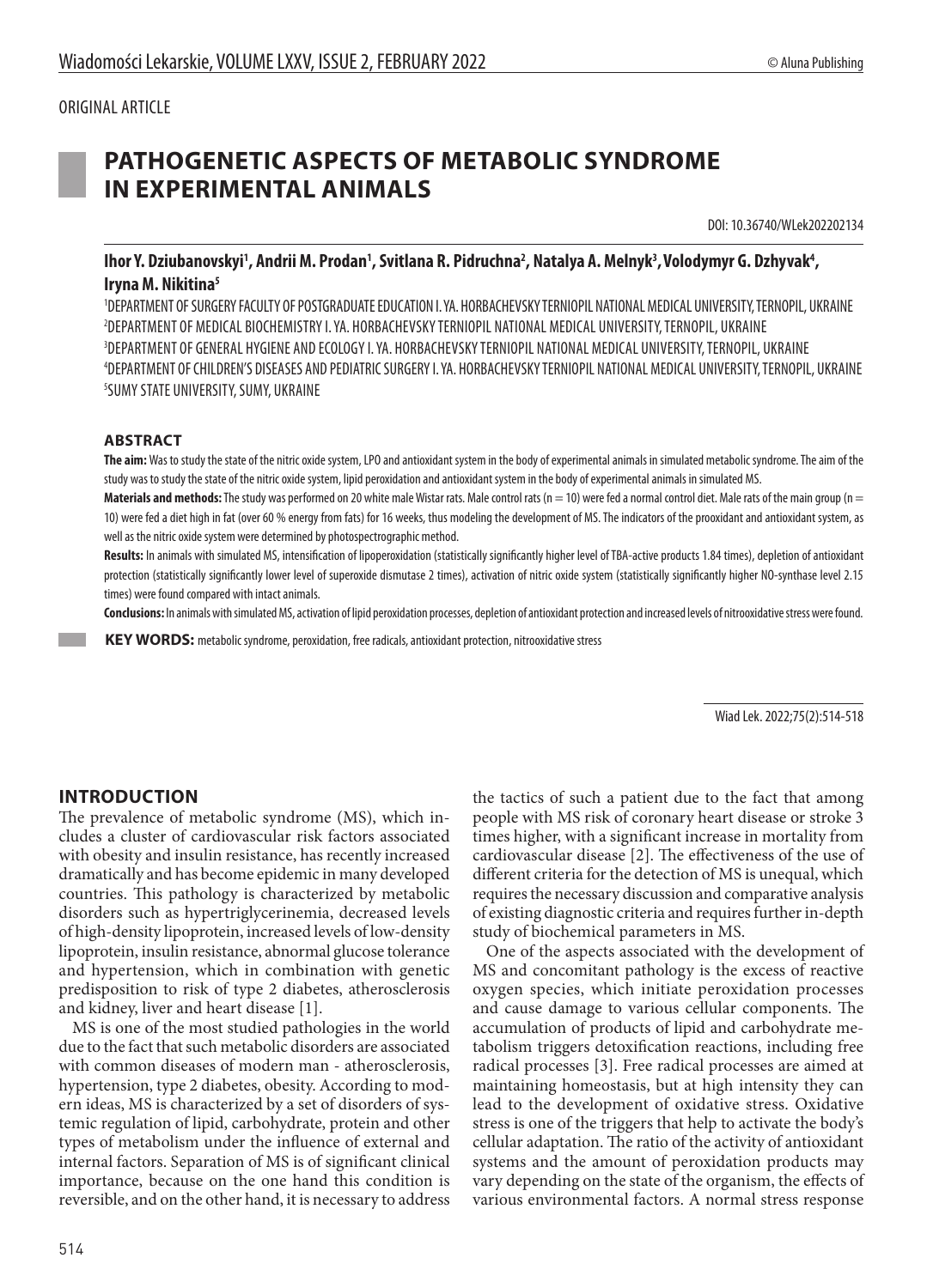ORIGINAL ARTICLE

# PATHOGENETIC ASPECTS OF METABOLIC SYNDROME IN EXPERIMENTAL ANIMALS

DOI: 10.36740/WLek202202134

**Ihor Y. Dziubanovskyi[1], Andrii M. Prodan[1], Svitlana R. Pidruchna[2], Natalya A. Melnyk[3], Volodymyr G. Dzhyvak[4], Iryna M. Nikitina[5]**

[1]DEPARTMENT OF SURGERY FACULTY OF POSTGRADUATE EDUCATION I. YA. HORBACHEVSKY TERNIOPIL NATIONAL MEDICAL UNIVERSITY, TERNOPIL, UKRAINE
[2]DEPARTMENT OF MEDICAL BIOCHEMISTRY I. YA. HORBACHEVSKY TERNIOPIL NATIONAL MEDICAL UNIVERSITY, TERNOPIL, UKRAINE
[3]DEPARTMENT OF GENERAL HYGIENE AND ECOLOGY I. YA. HORBACHEVSKY TERNIOPIL NATIONAL MEDICAL UNIVERSITY, TERNOPIL, UKRAINE
[4]DEPARTMENT OF CHILDREN'S DISEASES AND PEDIATRIC SURGERY I. YA. HORBACHEVSKY TERNIOPIL NATIONAL MEDICAL UNIVERSITY, TERNOPIL, UKRAINE
[5]SUMY STATE UNIVERSITY, SUMY, UKRAINE

## ABSTRACT

**The aim:** Was to study the state of the nitric oxide system, LPO and antioxidant system in the body of experimental animals in simulated metabolic syndrome. The aim of the study was to study the state of the nitric oxide system, lipid peroxidation and antioxidant system in the body of experimental animals in simulated MS.

**Materials and methods:** The study was performed on 20 white male Wistar rats. Male control rats ($n = 10$) were fed a normal control diet. Male rats of the main group ($n = 10$) were fed a diet high in fat (over 60 % energy from fats) for 16 weeks, thus modeling the development of MS. The indicators of the prooxidant and antioxidant system, as well as the nitric oxide system were determined by photospectrographic method.

**Results:** In animals with simulated MS, intensification of lipoperoxidation (statistically significantly higher level of TBA-active products 1.84 times), depletion of antioxidant protection (statistically significantly lower level of superoxide dismutase 2 times), activation of nitric oxide system (statistically significantly higher NO-synthase level 2.15 times) were found compared with intact animals.

**Conclusions:** In animals with simulated MS, activation of lipid peroxidation processes, depletion of antioxidant protection and increased levels of nitrooxidative stress were found.

**KEY WORDS:** metabolic syndrome, peroxidation, free radicals, antioxidant protection, nitrooxidative stress

Wiad Lek. 2022;75(2):514-518

## INTRODUCTION

The prevalence of metabolic syndrome (MS), which includes a cluster of cardiovascular risk factors associated with obesity and insulin resistance, has recently increased dramatically and has become epidemic in many developed countries. This pathology is characterized by metabolic disorders such as hypertriglycerinemia, decreased levels of high-density lipoprotein, increased levels of low-density lipoprotein, insulin resistance, abnormal glucose tolerance and hypertension, which in combination with genetic predisposition to risk of type 2 diabetes, atherosclerosis and kidney, liver and heart disease [1].

MS is one of the most studied pathologies in the world due to the fact that such metabolic disorders are associated with common diseases of modern man - atherosclerosis, hypertension, type 2 diabetes, obesity. According to modern ideas, MS is characterized by a set of disorders of systemic regulation of lipid, carbohydrate, protein and other types of metabolism under the influence of external and internal factors. Separation of MS is of significant clinical importance, because on the one hand this condition is reversible, and on the other hand, it is necessary to address the tactics of such a patient due to the fact that among people with MS risk of coronary heart disease or stroke 3 times higher, with a significant increase in mortality from cardiovascular disease [2]. The effectiveness of the use of different criteria for the detection of MS is unequal, which requires the necessary discussion and comparative analysis of existing diagnostic criteria and requires further in-depth study of biochemical parameters in MS.

One of the aspects associated with the development of MS and concomitant pathology is the excess of reactive oxygen species, which initiate peroxidation processes and cause damage to various cellular components. The accumulation of products of lipid and carbohydrate metabolism triggers detoxification reactions, including free radical processes [3]. Free radical processes are aimed at maintaining homeostasis, but at high intensity they can lead to the development of oxidative stress. Oxidative stress is one of the triggers that help to activate the body's cellular adaptation. The ratio of the activity of antioxidant systems and the amount of peroxidation products may vary depending on the state of the organism, the effects of various environmental factors. A normal stress response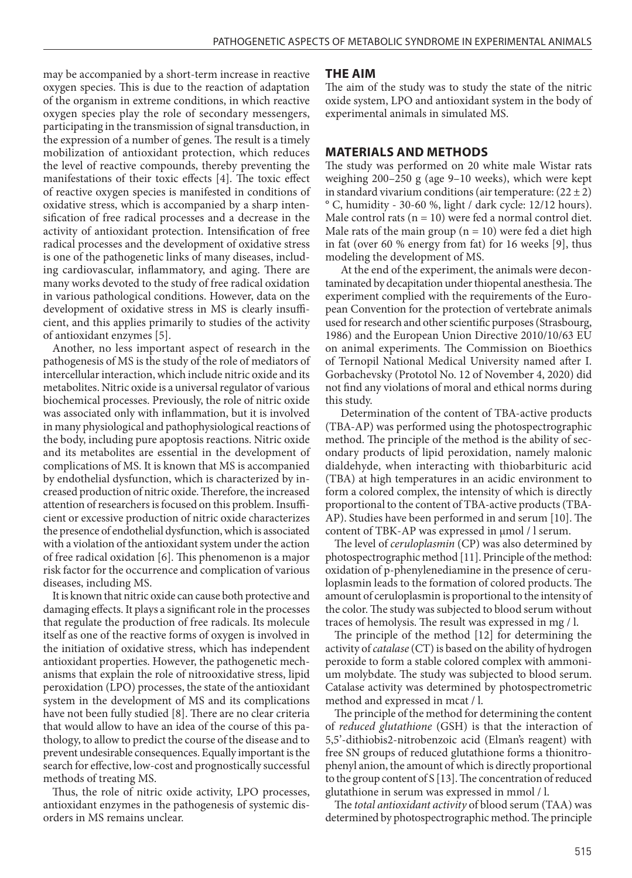may be accompanied by a short-term increase in reactive oxygen species. This is due to the reaction of adaptation of the organism in extreme conditions, in which reactive oxygen species play the role of secondary messengers, participating in the transmission of signal transduction, in the expression of a number of genes. The result is a timely mobilization of antioxidant protection, which reduces the level of reactive compounds, thereby preventing the manifestations of their toxic effects [4]. The toxic effect of reactive oxygen species is manifested in conditions of oxidative stress, which is accompanied by a sharp intensification of free radical processes and a decrease in the activity of antioxidant protection. Intensification of free radical processes and the development of oxidative stress is one of the pathogenetic links of many diseases, including cardiovascular, inflammatory, and aging. There are many works devoted to the study of free radical oxidation in various pathological conditions. However, data on the development of oxidative stress in MS is clearly insufficient, and this applies primarily to studies of the activity of antioxidant enzymes [5].

Another, no less important aspect of research in the pathogenesis of MS is the study of the role of mediators of intercellular interaction, which include nitric oxide and its metabolites. Nitric oxide is a universal regulator of various biochemical processes. Previously, the role of nitric oxide was associated only with inflammation, but it is involved in many physiological and pathophysiological reactions of the body, including pure apoptosis reactions. Nitric oxide and its metabolites are essential in the development of complications of MS. It is known that MS is accompanied by endothelial dysfunction, which is characterized by increased production of nitric oxide. Therefore, the increased attention of researchers is focused on this problem. Insufficient or excessive production of nitric oxide characterizes the presence of endothelial dysfunction, which is associated with a violation of the antioxidant system under the action of free radical oxidation [6]. This phenomenon is a major risk factor for the occurrence and complication of various diseases, including MS.

It is known that nitric oxide can cause both protective and damaging effects. It plays a significant role in the processes that regulate the production of free radicals. Its molecule itself as one of the reactive forms of oxygen is involved in the initiation of oxidative stress, which has independent antioxidant properties. However, the pathogenetic mechanisms that explain the role of nitrooxidative stress, lipid peroxidation (LPO) processes, the state of the antioxidant system in the development of MS and its complications have not been fully studied [8]. There are no clear criteria that would allow to have an idea of the course of this pathology, to allow to predict the course of the disease and to prevent undesirable consequences. Equally important is the search for effective, low-cost and prognostically successful methods of treating MS.

Thus, the role of nitric oxide activity, LPO processes, antioxidant enzymes in the pathogenesis of systemic disorders in MS remains unclear.

## THE AIM

The aim of the study was to study the state of the nitric oxide system, LPO and antioxidant system in the body of experimental animals in simulated MS.

## MATERIALS AND METHODS

The study was performed on 20 white male Wistar rats weighing 200–250 g (age 9–10 weeks), which were kept in standard vivarium conditions (air temperature: $(22 \pm 2)$ ° C, humidity - 30-60 %, light / dark cycle: 12/12 hours). Male control rats ($n = 10$) were fed a normal control diet. Male rats of the main group ($n = 10$) were fed a diet high in fat (over 60 % energy from fat) for 16 weeks [9], thus modeling the development of MS.

At the end of the experiment, the animals were decontaminated by decapitation under thiopental anesthesia. The experiment complied with the requirements of the European Convention for the protection of vertebrate animals used for research and other scientific purposes (Strasbourg, 1986) and the European Union Directive 2010/10/63 EU on animal experiments. The Commission on Bioethics of Ternopil National Medical University named after I. Gorbachevsky (Prototol No. 12 of November 4, 2020) did not find any violations of moral and ethical norms during this study.

Determination of the content of TBA-active products (TBA-AP) was performed using the photospectrographic method. The principle of the method is the ability of secondary products of lipid peroxidation, namely malonic dialdehyde, when interacting with thiobarbituric acid (TBA) at high temperatures in an acidic environment to form a colored complex, the intensity of which is directly proportional to the content of TBA-active products (TBA-AP). Studies have been performed in and serum [10]. The content of TBK-AP was expressed in μmol / l serum.

The level of *ceruloplasmin* (CP) was also determined by photospectrographic method [11]. Principle of the method: oxidation of p-phenylenediamine in the presence of ceruloplasmin leads to the formation of colored products. The amount of ceruloplasmin is proportional to the intensity of the color. The study was subjected to blood serum without traces of hemolysis. The result was expressed in mg / l.

The principle of the method [12] for determining the activity of *catalase* (CT) is based on the ability of hydrogen peroxide to form a stable colored complex with ammonium molybdate. The study was subjected to blood serum. Catalase activity was determined by photospectrometric method and expressed in mcat / l.

The principle of the method for determining the content of *reduced glutathione* (GSH) is that the interaction of 5,5'-dithiobis2-nitrobenzoic acid (Elman's reagent) with free SN groups of reduced glutathione forms a thionitrophenyl anion, the amount of which is directly proportional to the group content of S [13]. The concentration of reduced glutathione in serum was expressed in mmol / l.

The *total antioxidant activity* of blood serum (TAA) was determined by photospectrographic method. The principle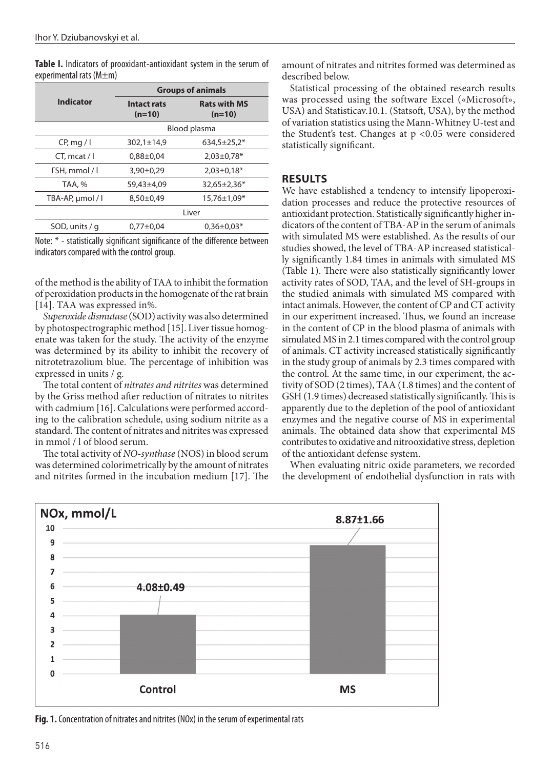**Table I.** Indicators of prooxidant-antioxidant system in the serum of experimental rats (M±m)

| Indicator | Groups of animals | |
|---|---|---|
| | Intact rats (n=10) | Rats with MS (n=10) |
| | Blood plasma | |
| CP, mg / l | 302,1±14,9 | 634,5±25,2* |
| CT, mcat / l | 0,88±0,04 | 2,03±0,78* |
| ГSH, mmol / l | 3,90±0,29 | 2,03±0,18* |
| TAA, % | 59,43±4,09 | 32,65±2,36* |
| TBA-AP, μmol / l | 8,50±0,49 | 15,76±1,09* |
| | Liver | |
| SOD, units / g | 0,77±0,04 | 0,36±0,03* |

Note: * - statistically significant significance of the difference between indicators compared with the control group.

of the method is the ability of TAA to inhibit the formation of peroxidation products in the homogenate of the rat brain [14]. TAA was expressed in%.

*Superoxide dismutase* (SOD) activity was also determined by photospectrographic method [15]. Liver tissue homogenate was taken for the study. The activity of the enzyme was determined by its ability to inhibit the recovery of nitrotetrazolium blue. The percentage of inhibition was expressed in units / g.

The total content of *nitrates and nitrites* was determined by the Griss method after reduction of nitrates to nitrites with cadmium [16]. Calculations were performed according to the calibration schedule, using sodium nitrite as a standard. The content of nitrates and nitrites was expressed in mmol / l of blood serum.

The total activity of *NO-synthase* (NOS) in blood serum was determined colorimetrically by the amount of nitrates and nitrites formed in the incubation medium [17]. The amount of nitrates and nitrites formed was determined as described below.

Statistical processing of the obtained research results was processed using the software Excel («Microsoft», USA) and Statisticav.10.1. (Statsoft, USA), by the method of variation statistics using the Mann-Whitney U-test and the Student's test. Changes at $p < 0.05$ were considered statistically significant.

## RESULTS

We have established a tendency to intensify lipoperoxidation processes and reduce the protective resources of antioxidant protection. Statistically significantly higher indicators of the content of TBA-AP in the serum of animals with simulated MS were established. As the results of our studies showed, the level of TBA-AP increased statistically significantly 1.84 times in animals with simulated MS (Table 1). There were also statistically significantly lower activity rates of SOD, TAA, and the level of SH-groups in the studied animals with simulated MS compared with intact animals. However, the content of CP and CT activity in our experiment increased. Thus, we found an increase in the content of CP in the blood plasma of animals with simulated MS in 2.1 times compared with the control group of animals. CT activity increased statistically significantly in the study group of animals by 2.3 times compared with the control. At the same time, in our experiment, the activity of SOD (2 times), TAA (1.8 times) and the content of GSH (1.9 times) decreased statistically significantly. This is apparently due to the depletion of the pool of antioxidant enzymes and the negative course of MS in experimental animals. The obtained data show that experimental MS contributes to oxidative and nitrooxidative stress, depletion of the antioxidant defense system.

When evaluating nitric oxide parameters, we recorded the development of endothelial dysfunction in rats with

**Fig. 1.** Concentration of nitrates and nitrites (NOx) in the serum of experimental rats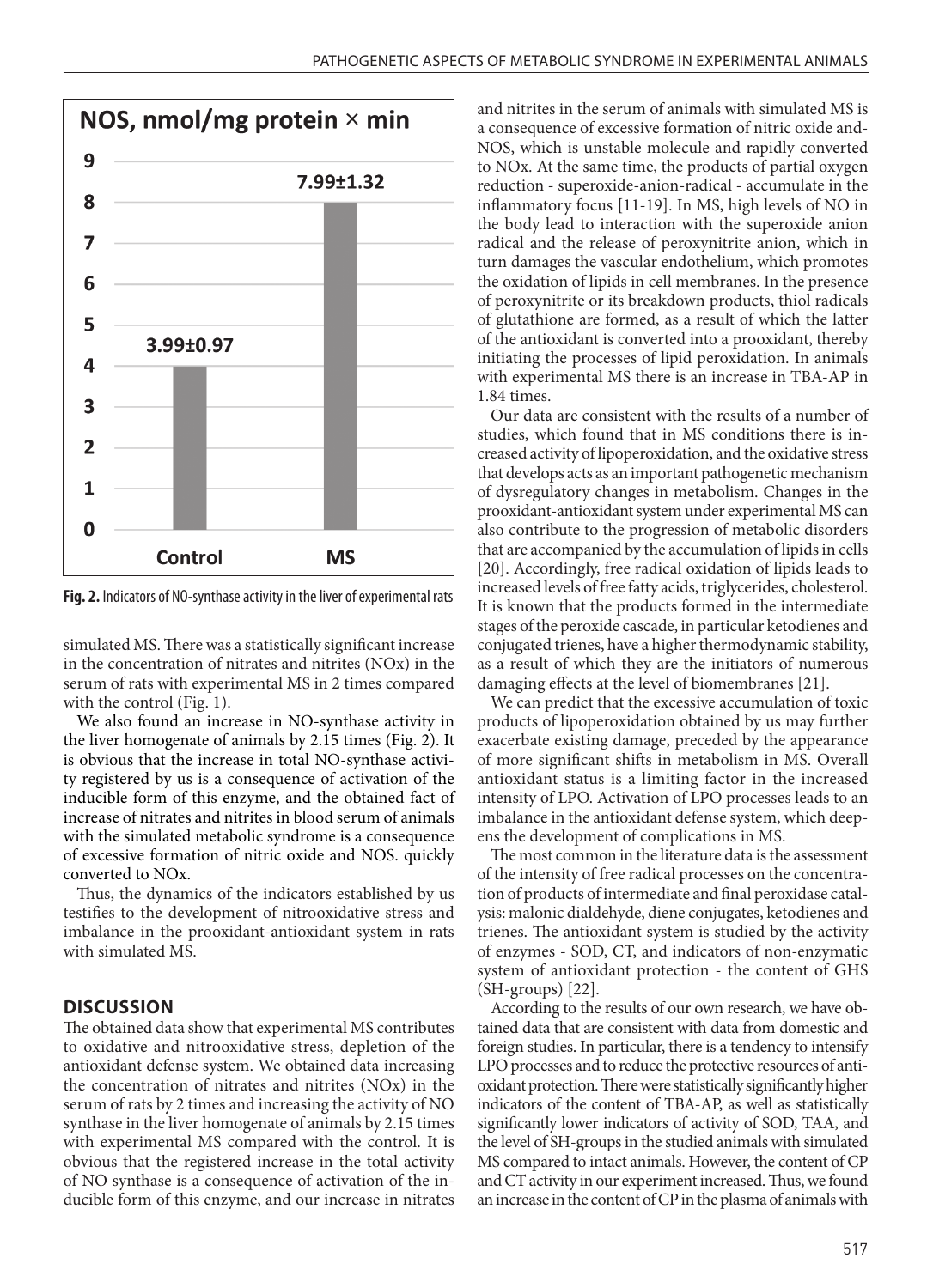Fig. 2. Indicators of NO-synthase activity in the liver of experimental rats

simulated MS. There was a statistically significant increase in the concentration of nitrates and nitrites (NOx) in the serum of rats with experimental MS in 2 times compared with the control (Fig. 1).

We also found an increase in NO-synthase activity in the liver homogenate of animals by 2.15 times (Fig. 2). It is obvious that the increase in total NO-synthase activity registered by us is a consequence of activation of the inducible form of this enzyme, and the obtained fact of increase of nitrates and nitrites in blood serum of animals with the simulated metabolic syndrome is a consequence of excessive formation of nitric oxide and NOS. quickly converted to NOx.

Thus, the dynamics of the indicators established by us testifies to the development of nitrooxidative stress and imbalance in the prooxidant-antioxidant system in rats with simulated MS.

## DISCUSSION

The obtained data show that experimental MS contributes to oxidative and nitrooxidative stress, depletion of the antioxidant defense system. We obtained data increasing the concentration of nitrates and nitrites (NOx) in the serum of rats by 2 times and increasing the activity of NO synthase in the liver homogenate of animals by 2.15 times with experimental MS compared with the control. It is obvious that the registered increase in the total activity of NO synthase is a consequence of activation of the inducible form of this enzyme, and our increase in nitrates and nitrites in the serum of animals with simulated MS is a consequence of excessive formation of nitric oxide and-NOS, which is unstable molecule and rapidly converted to NOx. At the same time, the products of partial oxygen reduction - superoxide-anion-radical - accumulate in the inflammatory focus [11-19]. In MS, high levels of NO in the body lead to interaction with the superoxide anion radical and the release of peroxynitrite anion, which in turn damages the vascular endothelium, which promotes the oxidation of lipids in cell membranes. In the presence of peroxynitrite or its breakdown products, thiol radicals of glutathione are formed, as a result of which the latter of the antioxidant is converted into a prooxidant, thereby initiating the processes of lipid peroxidation. In animals with experimental MS there is an increase in TBA-AP in 1.84 times.

Our data are consistent with the results of a number of studies, which found that in MS conditions there is increased activity of lipoperoxidation, and the oxidative stress that develops acts as an important pathogenetic mechanism of dysregulatory changes in metabolism. Changes in the prooxidant-antioxidant system under experimental MS can also contribute to the progression of metabolic disorders that are accompanied by the accumulation of lipids in cells [20]. Accordingly, free radical oxidation of lipids leads to increased levels of free fatty acids, triglycerides, cholesterol. It is known that the products formed in the intermediate stages of the peroxide cascade, in particular ketodienes and conjugated trienes, have a higher thermodynamic stability, as a result of which they are the initiators of numerous damaging effects at the level of biomembranes [21].

We can predict that the excessive accumulation of toxic products of lipoperoxidation obtained by us may further exacerbate existing damage, preceded by the appearance of more significant shifts in metabolism in MS. Overall antioxidant status is a limiting factor in the increased intensity of LPO. Activation of LPO processes leads to an imbalance in the antioxidant defense system, which deepens the development of complications in MS.

The most common in the literature data is the assessment of the intensity of free radical processes on the concentration of products of intermediate and final peroxidase catalysis: malonic dialdehyde, diene conjugates, ketodienes and trienes. The antioxidant system is studied by the activity of enzymes - SOD, CT, and indicators of non-enzymatic system of antioxidant protection - the content of GHS (SH-groups) [22].

According to the results of our own research, we have obtained data that are consistent with data from domestic and foreign studies. In particular, there is a tendency to intensify LPO processes and to reduce the protective resources of antioxidant protection. There were statistically significantly higher indicators of the content of TBA-AP, as well as statistically significantly lower indicators of activity of SOD, TAA, and the level of SH-groups in the studied animals with simulated MS compared to intact animals. However, the content of CP and CT activity in our experiment increased. Thus, we found an increase in the content of CP in the plasma of animals with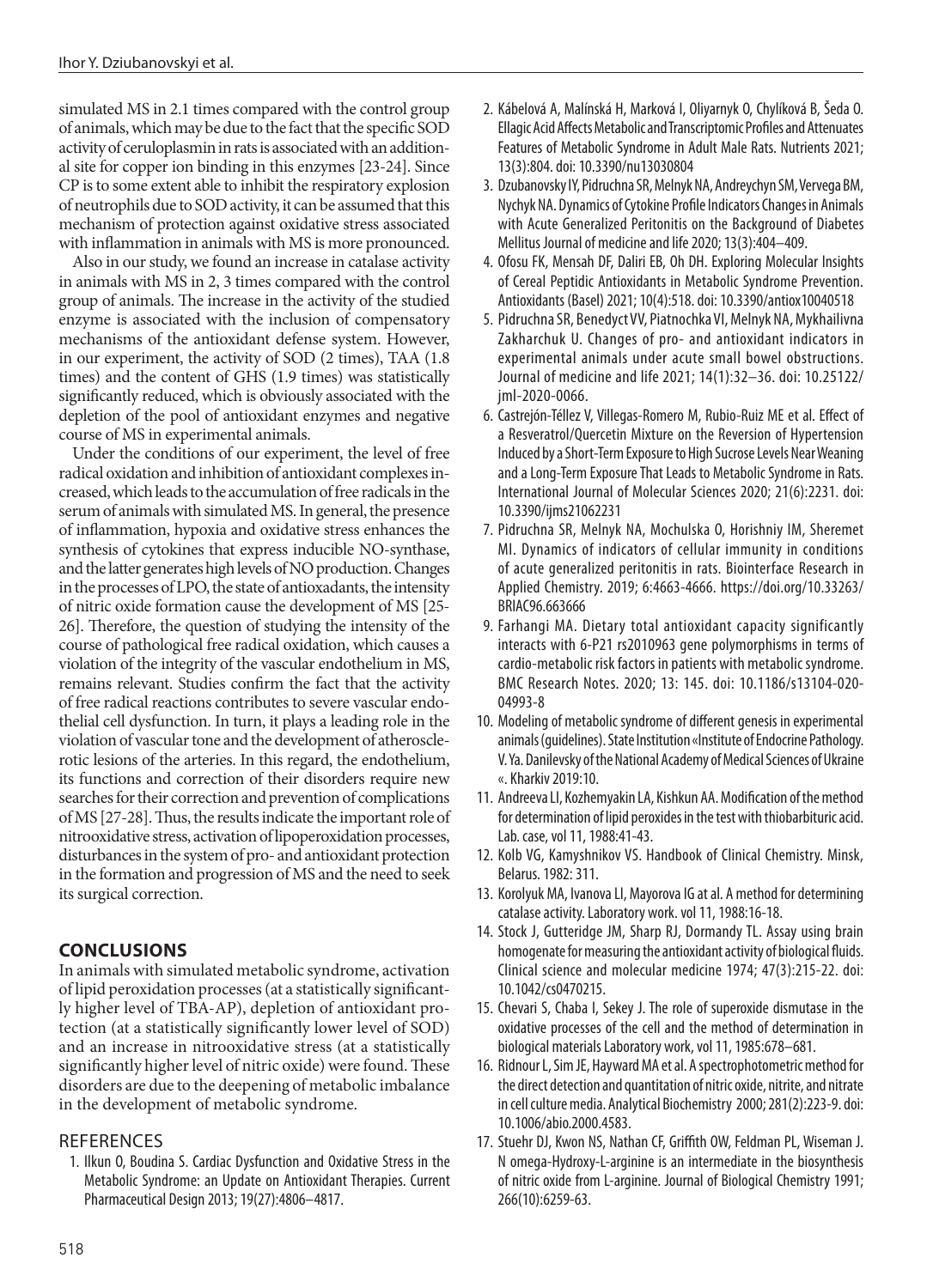simulated MS in 2.1 times compared with the control group of animals, which may be due to the fact that the specific SOD activity of ceruloplasmin in rats is associated with an additional site for copper ion binding in this enzymes [23-24]. Since CP is to some extent able to inhibit the respiratory explosion of neutrophils due to SOD activity, it can be assumed that this mechanism of protection against oxidative stress associated with inflammation in animals with MS is more pronounced.

Also in our study, we found an increase in catalase activity in animals with MS in 2, 3 times compared with the control group of animals. The increase in the activity of the studied enzyme is associated with the inclusion of compensatory mechanisms of the antioxidant defense system. However, in our experiment, the activity of SOD (2 times), TAA (1.8 times) and the content of GHS (1.9 times) was statistically significantly reduced, which is obviously associated with the depletion of the pool of antioxidant enzymes and negative course of MS in experimental animals.

Under the conditions of our experiment, the level of free radical oxidation and inhibition of antioxidant complexes increased, which leads to the accumulation of free radicals in the serum of animals with simulated MS. In general, the presence of inflammation, hypoxia and oxidative stress enhances the synthesis of cytokines that express inducible NO-synthase, and the latter generates high levels of NO production. Changes in the processes of LPO, the state of antioxadants, the intensity of nitric oxide formation cause the development of MS [25-26]. Therefore, the question of studying the intensity of the course of pathological free radical oxidation, which causes a violation of the integrity of the vascular endothelium in MS, remains relevant. Studies confirm the fact that the activity of free radical reactions contributes to severe vascular endothelial cell dysfunction. In turn, it plays a leading role in the violation of vascular tone and the development of atherosclerotic lesions of the arteries. In this regard, the endothelium, its functions and correction of their disorders require new searches for their correction and prevention of complications of MS [27-28]. Thus, the results indicate the important role of nitrooxidative stress, activation of lipoperoxidation processes, disturbances in the system of pro- and antioxidant protection in the formation and progression of MS and the need to seek its surgical correction.

## CONCLUSIONS

In animals with simulated metabolic syndrome, activation of lipid peroxidation processes (at a statistically significantly higher level of TBA-AP), depletion of antioxidant protection (at a statistically significantly lower level of SOD) and an increase in nitrooxidative stress (at a statistically significantly higher level of nitric oxide) were found. These disorders are due to the deepening of metabolic imbalance in the development of metabolic syndrome.

## REFERENCES

1. Ilkun O, Boudina S. Cardiac Dysfunction and Oxidative Stress in the Metabolic Syndrome: an Update on Antioxidant Therapies. Current Pharmaceutical Design 2013; 19(27):4806–4817.
2. Kábelová A, Malínská H, Marková I, Oliyarnyk O, Chylíková B, Šeda O. Ellagic Acid Affects Metabolic and Transcriptomic Profiles and Attenuates Features of Metabolic Syndrome in Adult Male Rats. Nutrients 2021; 13(3):804. doi: 10.3390/nu13030804
3. Dzubanovsky IY, Pidruchna SR, Melnyk NA, Andreychyn SM, Vervega BM, Nychyk NA. Dynamics of Cytokine Profile Indicators Changes in Animals with Acute Generalized Peritonitis on the Background of Diabetes Mellitus Journal of medicine and life 2020; 13(3):404–409.
4. Ofosu FK, Mensah DF, Daliri EB, Oh DH. Exploring Molecular Insights of Cereal Peptidic Antioxidants in Metabolic Syndrome Prevention. Antioxidants (Basel) 2021; 10(4):518. doi: 10.3390/antiox10040518
5. Pidruchna SR, Benedyct VV, Piatnochka VI, Melnyk NA, Mykhailivna Zakharchuk U. Changes of pro- and antioxidant indicators in experimental animals under acute small bowel obstructions. Journal of medicine and life 2021; 14(1):32–36. doi: 10.25122/jml-2020-0066.
6. Castrejón-Téllez V, Villegas-Romero M, Rubio-Ruiz ME et al. Effect of a Resveratrol/Quercetin Mixture on the Reversion of Hypertension Induced by a Short-Term Exposure to High Sucrose Levels Near Weaning and a Long-Term Exposure That Leads to Metabolic Syndrome in Rats. International Journal of Molecular Sciences 2020; 21(6):2231. doi: 10.3390/ijms21062231
7. Pidruchna SR, Melnyk NA, Mochulska O, Horishniy IM, Sheremet MI. Dynamics of indicators of cellular immunity in conditions of acute generalized peritonitis in rats. Biointerface Research in Applied Chemistry. 2019; 6:4663-4666. https://doi.org/10.33263/BRIAC96.663666
9. Farhangi MA. Dietary total antioxidant capacity significantly interacts with 6-P21 rs2010963 gene polymorphisms in terms of cardio-metabolic risk factors in patients with metabolic syndrome. BMC Research Notes. 2020; 13: 145. doi: 10.1186/s13104-020-04993-8
10. Modeling of metabolic syndrome of different genesis in experimental animals (guidelines). State Institution «Institute of Endocrine Pathology. V. Ya. Danilevsky of the National Academy of Medical Sciences of Ukraine «. Kharkiv 2019:10.
11. Andreeva LI, Kozhemyakin LA, Kishkun AA. Modification of the method for determination of lipid peroxides in the test with thiobarbituric acid. Lab. case, vol 11, 1988:41-43.
12. Kolb VG, Kamyshnikov VS. Handbook of Clinical Chemistry. Minsk, Belarus. 1982: 311.
13. Korolyuk MA, Ivanova LI, Mayorova IG at al. A method for determining catalase activity. Laboratory work. vol 11, 1988:16-18.
14. Stock J, Gutteridge JM, Sharp RJ, Dormandy TL. Assay using brain homogenate for measuring the antioxidant activity of biological fluids. Clinical science and molecular medicine 1974; 47(3):215-22. doi: 10.1042/cs0470215.
15. Chevari S, Chaba I, Sekey J. The role of superoxide dismutase in the oxidative processes of the cell and the method of determination in biological materials Laboratory work, vol 11, 1985:678–681.
16. Ridnour L, Sim JE, Hayward MA et al. A spectrophotometric method for the direct detection and quantitation of nitric oxide, nitrite, and nitrate in cell culture media. Analytical Biochemistry 2000; 281(2):223-9. doi: 10.1006/abio.2000.4583.
17. Stuehr DJ, Kwon NS, Nathan CF, Griffith OW, Feldman PL, Wiseman J. N omega-Hydroxy-L-arginine is an intermediate in the biosynthesis of nitric oxide from L-arginine. Journal of Biological Chemistry 1991; 266(10):6259-63.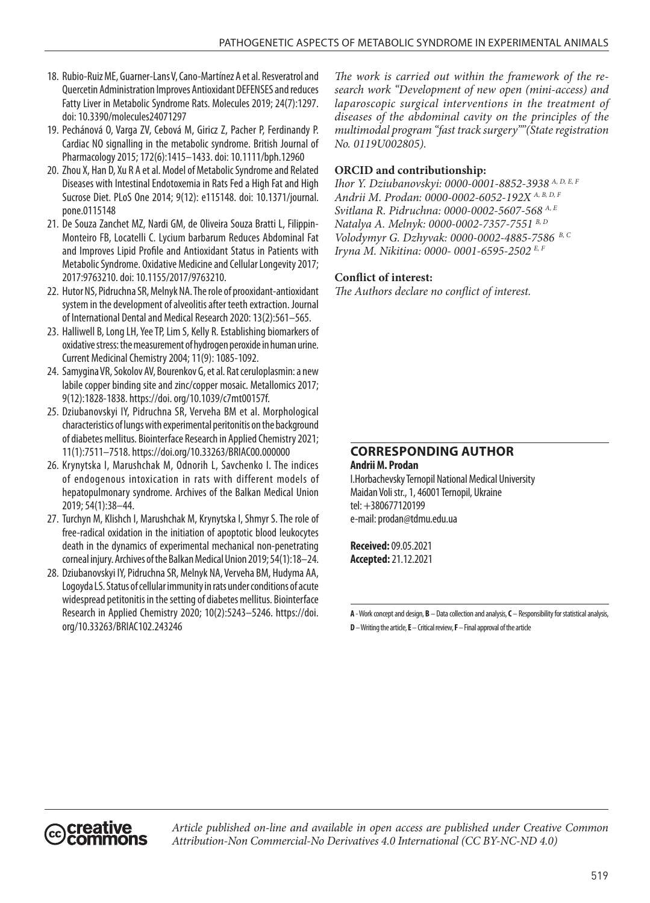18. Rubio-Ruiz ME, Guarner-Lans V, Cano-Martínez A et al. Resveratrol and Quercetin Administration Improves Antioxidant DEFENSES and reduces Fatty Liver in Metabolic Syndrome Rats. Molecules 2019; 24(7):1297. doi: 10.3390/molecules24071297
19. Pechánová O, Varga ZV, Cebová M, Giricz Z, Pacher P, Ferdinandy P. Cardiac NO signalling in the metabolic syndrome. British Journal of Pharmacology 2015; 172(6):1415–1433. doi: 10.1111/bph.12960
20. Zhou X, Han D, Xu R A et al. Model of Metabolic Syndrome and Related Diseases with Intestinal Endotoxemia in Rats Fed a High Fat and High Sucrose Diet. PLoS One 2014; 9(12): e115148. doi: 10.1371/journal.pone.0115148
21. De Souza Zanchet MZ, Nardi GM, de Oliveira Souza Bratti L, Filippin-Monteiro FB, Locatelli C. Lycium barbarum Reduces Abdominal Fat and Improves Lipid Profile and Antioxidant Status in Patients with Metabolic Syndrome. Oxidative Medicine and Cellular Longevity 2017; 2017:9763210. doi: 10.1155/2017/9763210.
22. Hutor NS, Pidruchna SR, Melnyk NA. The role of prooxidant-antioxidant system in the development of alveolitis after teeth extraction. Journal of International Dental and Medical Research 2020: 13(2):561–565.
23. Halliwell B, Long LH, Yee TP, Lim S, Kelly R. Establishing biomarkers of oxidative stress: the measurement of hydrogen peroxide in human urine. Current Medicinal Chemistry 2004; 11(9): 1085-1092.
24. Samygina VR, Sokolov AV, Bourenkov G, et al. Rat ceruloplasmin: a new labile copper binding site and zinc/copper mosaic. Metallomics 2017; 9(12):1828-1838. https://doi. org/10.1039/c7mt00157f.
25. Dziubanovskyi IY, Pidruchna SR, Verveha BM et al. Morphological characteristics of lungs with experimental peritonitis on the background of diabetes mellitus. Biointerface Research in Applied Chemistry 2021; 11(1):7511–7518. https://doi.org/10.33263/BRIAC00.000000
26. Krynytska I, Marushchak M, Odnorih L, Savchenko I. The indices of endogenous intoxication in rats with different models of hepatopulmonary syndrome. Archives of the Balkan Medical Union 2019; 54(1):38–44.
27. Turchyn M, Klishch I, Marushchak M, Krynytska I, Shmyr S. The role of free-radical oxidation in the initiation of apoptotic blood leukocytes death in the dynamics of experimental mechanical non-penetrating corneal injury. Archives of the Balkan Medical Union 2019; 54(1):18–24.
28. Dziubanovskyi IY, Pidruchna SR, Melnyk NA, Verveha BM, Hudyma AA, Logoyda LS. Status of cellular immunity in rats under conditions of acute widespread petitonitis in the setting of diabetes mellitus. Biointerface Research in Applied Chemistry 2020; 10(2):5243–5246. https://doi. org/10.33263/BRIAC102.243246

*The work is carried out within the framework of the research work "Development of new open (mini-access) and laparoscopic surgical interventions in the treatment of diseases of the abdominal cavity on the principles of the multimodal program "fast track surgery""(State registration No. 0119U002805).*

**ORCID and contributionship:**

*Ihor Y. Dziubanovskyi: 0000-0001-8852-3938 [A, D, E, F]*
*Andrii M. Prodan: 0000-0002-6052-192X [A, B, D, F]*
*Svitlana R. Pidruchna: 0000-0002-5607-568 [A, E]*
*Natalya A. Melnyk: 0000-0002-7357-7551 [B, D]*
*Volodymyr G. Dzhyvak: 0000-0002-4885-7586 [B, C]*
*Iryna M. Nikitina: 0000- 0001-6595-2502 [E, F]*

**Conflict of interest:**

*The Authors declare no conflict of interest.*

## CORRESPONDING AUTHOR

**Andrii M. Prodan**
I.Horbachevsky Ternopil National Medical University
Maidan Voli str., 1, 46001 Ternopil, Ukraine
tel: +380677120199
e-mail: prodan@tdmu.edu.ua

**Received:** 09.05.2021
**Accepted:** 21.12.2021

**A** - Work concept and design, **B** – Data collection and analysis, **C** – Responsibility for statistical analysis, **D** – Writing the article, **E** – Critical review, **F** – Final approval of the article

*Article published on-line and available in open access are published under Creative Common Attribution-Non Commercial-No Derivatives 4.0 International (CC BY-NC-ND 4.0)*